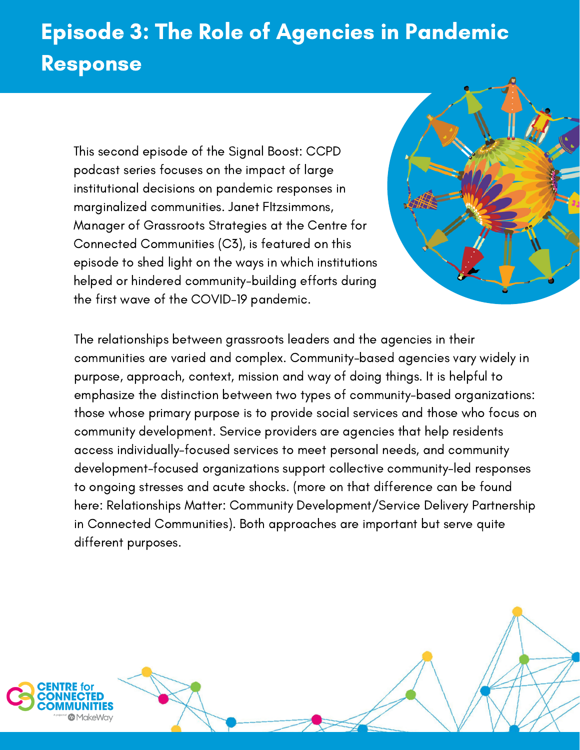# Episode 3: The Role of Agencies in Pandemic Response

This second episode of the Signal Boost: CCPD podcast series focuses on the impact of large institutional decisions on pandemic responses in marginalized communities. Janet FItzsimmons, Manager of Grassroots Strategies at the Centre for Connected Communities (C3), is featured on this episode to shed light on the ways in which institutions helped or hindered community-building efforts during the first wave of the COVID-19 pandemic.

The relationships between grassroots leaders and the agencies in their communities are varied and complex. Community-based agencies vary widely in purpose, approach, context, mission and way of doing things. It is helpful to emphasize the distinction between two types of community-based organizations: those whose primary purpose is to provide social services and those who focus on community development. Service providers are agencies that help residents access individually-focused services to meet personal needs, and community development-focused organizations support collective community-led responses to ongoing stresses and acute shocks. (more on that difference can be found here: Relationships Matter: Community Development/Service Delivery Partnership in Connected Communities). Both approaches are important but serve quite different purposes.

CENTRE for CONNECTED COMMUNITIES

A project of MakeWay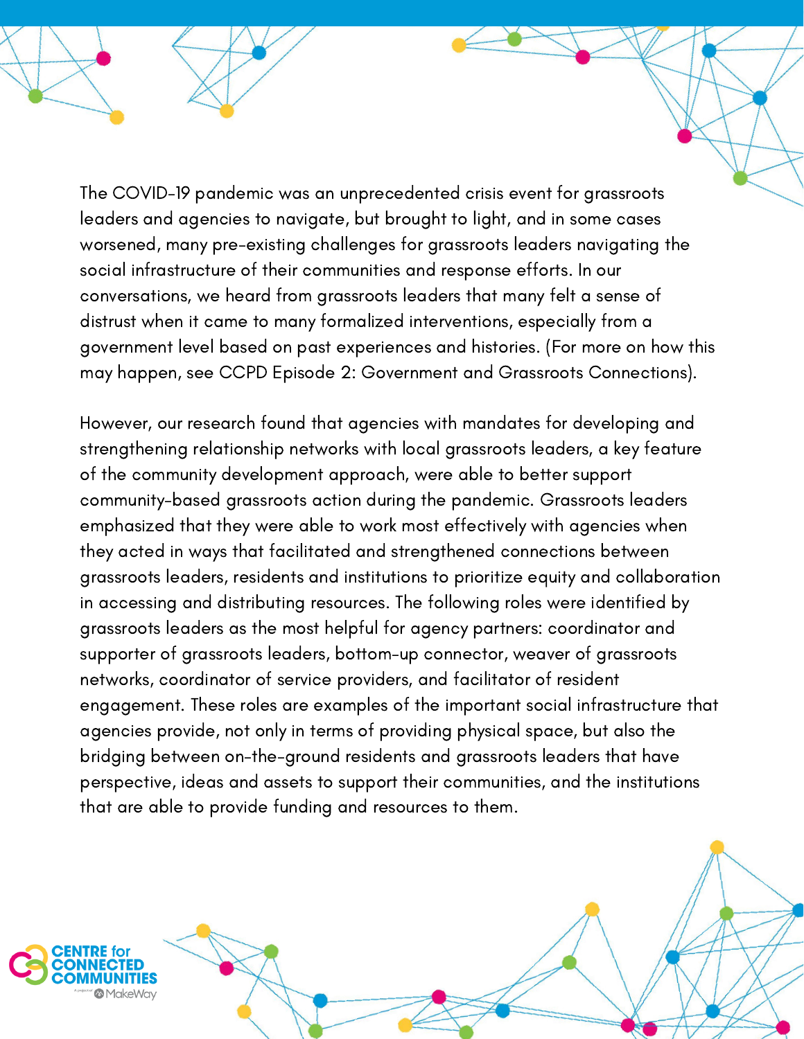The COVID-19 pandemic was an unprecedented crisis event for grassroots leaders and agencies to navigate, but brought to light, and in some cases worsened, many pre-existing challenges for grassroots leaders navigating the social infrastructure of their communities and response efforts. In our conversations, we heard from grassroots leaders that many felt a sense of distrust when it came to many formalized interventions, especially from a government level based on past experiences and histories. (For more on how this may happen, see CCPD Episode 2: Government and Grassroots Connections).

However, our research found that agencies with mandates for developing and strengthening relationship networks with local grassroots leaders, a key feature of the community development approach, were able to better support community-based grassroots action during the pandemic. Grassroots leaders emphasized that they were able to work most effectively with agencies when they acted in ways that facilitated and strengthened connections between grassroots leaders, residents and institutions to prioritize equity and collaboration in accessing and distributing resources. The following roles were identified by grassroots leaders as the most helpful for agency partners: coordinator and supporter of grassroots leaders, bottom-up connector, weaver of grassroots networks, coordinator of service providers, and facilitator of resident engagement. These roles are examples of the important social infrastructure that agencies provide, not only in terms of providing physical space, but also the bridging between on-the-ground residents and grassroots leaders that have perspective, ideas and assets to support their communities, and the institutions that are able to provide funding and resources to them.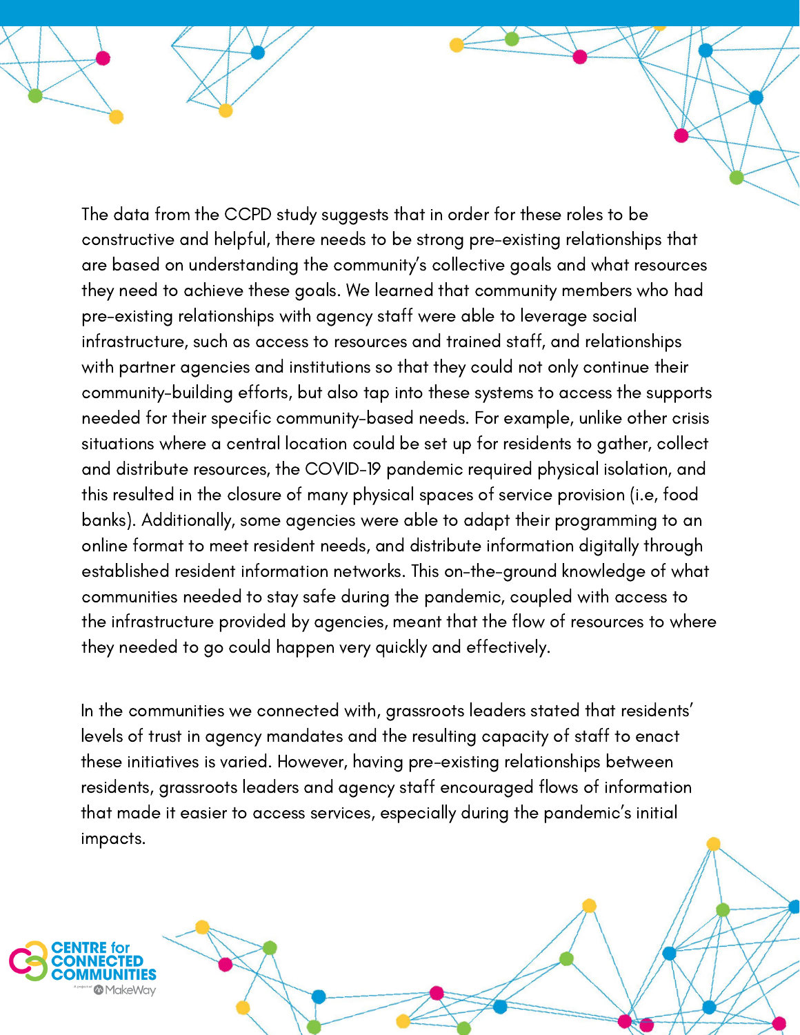The data from the CCPD study suggests that in order for these roles to be constructive and helpful, there needs to be strong pre-existing relationships that are based on understanding the community's collective goals and what resources they need to achieve these goals. We learned that community members who had pre-existing relationships with agency staff were able to leverage social infrastructure, such as access to resources and trained staff, and relationships with partner agencies and institutions so that they could not only continue their community-building efforts, but also tap into these systems to access the supports needed for their specific community-based needs. For example, unlike other crisis situations where a central location could be set up for residents to gather, collect and distribute resources, the COVID-19 pandemic required physical isolation, and this resulted in the closure of many physical spaces of service provision (i.e, food banks). Additionally, some agencies were able to adapt their programming to an online format to meet resident needs, and distribute information digitally through established resident information networks. This on-the-ground knowledge of what communities needed to stay safe during the pandemic, coupled with access to the infrastructure provided by agencies, meant that the flow of resources to where they needed to go could happen very quickly and effectively.

In the communities we connected with, grassroots leaders stated that residents' levels of trust in agency mandates and the resulting capacity of staff to enact these initiatives is varied. However, having pre-existing relationships between residents, grassroots leaders and agency staff encouraged flows of information that made it easier to access services, especially during the pandemic's initial impacts.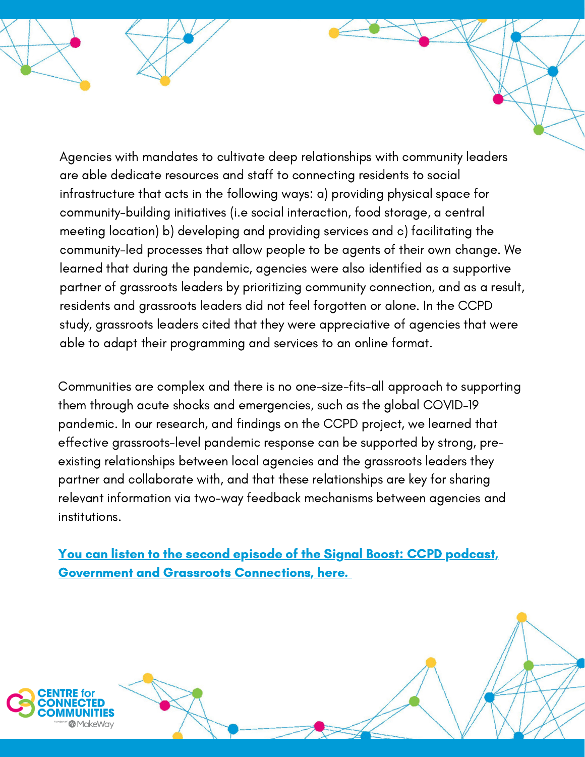Agencies with mandates to cultivate deep relationships with community leaders are able dedicate resources and staff to connecting residents to social infrastructure that acts in the following ways: a) providing physical space for community-building initiatives (i.e social interaction, food storage, a central meeting location) b) developing and providing services and c) facilitating the community-led processes that allow people to be agents of their own change. We learned that during the pandemic, agencies were also identified as a supportive partner of grassroots leaders by prioritizing community connection, and as a result, residents and grassroots leaders did not feel forgotten or alone. In the CCPD study, grassroots leaders cited that they were appreciative of agencies that were able to adapt their programming and services to an online format.

Communities are complex and there is no one-size-fits-all approach to supporting them through acute shocks and emergencies, such as the global COVID-19 pandemic. In our research, and findings on the CCPD project, we learned that effective grassroots-level pandemic response can be supported by strong, pre-existing relationships between local agencies and the grassroots leaders they partner and collaborate with, and that these relationships are key for sharing relevant information via two-way feedback mechanisms between agencies and institutions.

**You can listen to the second episode of the Signal Boost: CCPD podcast, Government and Grassroots Connections, here.**